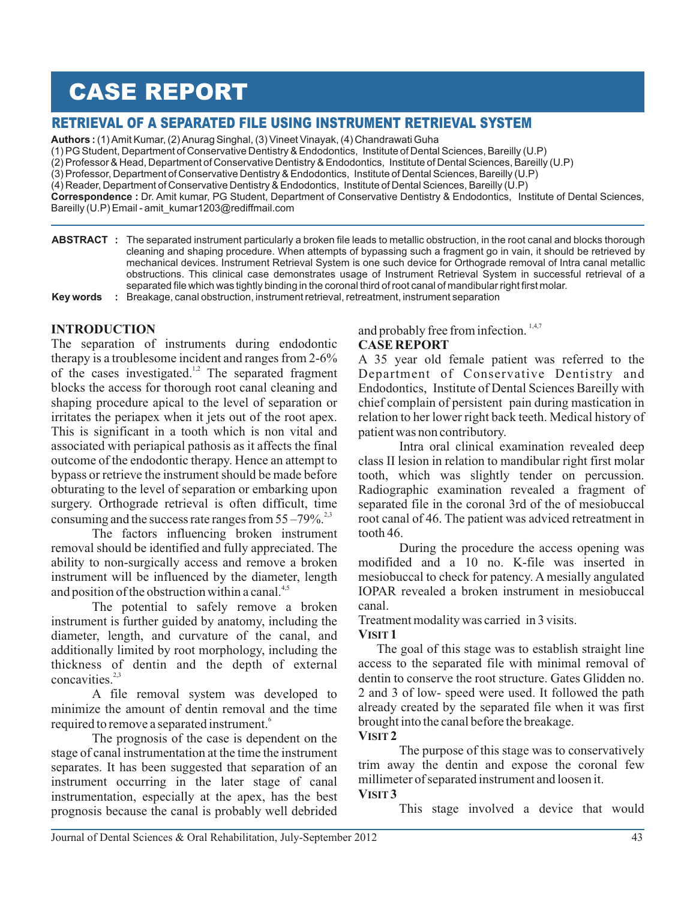# CASE REPORT

## RETRIEVAL OF A SEPARATED FILE USING INSTRUMENT RETRIEVAL SYSTEM

**Authors :** (1) Amit Kumar, (2) Anurag Singhal, (3) Vineet Vinayak, (4) Chandrawati Guha
(1) PG Student, Department of Conservative Dentistry & Endodontics, Institute of Dental Sciences, Bareilly (U.P)
(2) Professor & Head, Department of Conservative Dentistry & Endodontics, Institute of Dental Sciences, Bareilly (U.P)
(3) Professor, Department of Conservative Dentistry & Endodontics, Institute of Dental Sciences, Bareilly (U.P)
(4) Reader, Department of Conservative Dentistry & Endodontics, Institute of Dental Sciences, Bareilly (U.P)
**Correspondence :** Dr. Amit kumar, PG Student, Department of Conservative Dentistry & Endodontics, Institute of Dental Sciences, Bareilly (U.P) Email - amit_kumar1203@rediffmail.com

**ABSTRACT :** The separated instrument particularly a broken file leads to metallic obstruction, in the root canal and blocks thorough cleaning and shaping procedure. When attempts of bypassing such a fragment go in vain, it should be retrieved by mechanical devices. Instrument Retrieval System is one such device for Orthograde removal of Intra canal metallic obstructions. This clinical case demonstrates usage of Instrument Retrieval System in successful retrieval of a separated file which was tightly binding in the coronal third of root canal of mandibular right first molar.

**Key words :** Breakage, canal obstruction, instrument retrieval, retreatment, instrument separation

### INTRODUCTION

The separation of instruments during endodontic therapy is a troublesome incident and ranges from 2-6% of the cases investigated.[1,2] The separated fragment blocks the access for thorough root canal cleaning and shaping procedure apical to the level of separation or irritates the periapex when it jets out of the root apex. This is significant in a tooth which is non vital and associated with periapical pathosis as it affects the final outcome of the endodontic therapy. Hence an attempt to bypass or retrieve the instrument should be made before obturating to the level of separation or embarking upon surgery. Orthograde retrieval is often difficult, time consuming and the success rate ranges from 55 –79%.[2,3]

The factors influencing broken instrument removal should be identified and fully appreciated. The ability to non-surgically access and remove a broken instrument will be influenced by the diameter, length and position of the obstruction within a canal.[4,5]

The potential to safely remove a broken instrument is further guided by anatomy, including the diameter, length, and curvature of the canal, and additionally limited by root morphology, including the thickness of dentin and the depth of external concavities.[2,3]

A file removal system was developed to minimize the amount of dentin removal and the time required to remove a separated instrument.[6]

The prognosis of the case is dependent on the stage of canal instrumentation at the time the instrument separates. It has been suggested that separation of an instrument occurring in the later stage of canal instrumentation, especially at the apex, has the best prognosis because the canal is probably well debrided and probably free from infection.[1,4,7]

### CASE REPORT

A 35 year old female patient was referred to the Department of Conservative Dentistry and Endodontics, Institute of Dental Sciences Bareilly with chief complain of persistent pain during mastication in relation to her lower right back teeth. Medical history of patient was non contributory.

Intra oral clinical examination revealed deep class II lesion in relation to mandibular right first molar tooth, which was slightly tender on percussion. Radiographic examination revealed a fragment of separated file in the coronal 3rd of the of mesiobuccal root canal of 46. The patient was adviced retreatment in tooth 46.

During the procedure the access opening was modifided and a 10 no. K-file was inserted in mesiobuccal to check for patency. A mesially angulated IOPAR revealed a broken instrument in mesiobuccal canal.

Treatment modality was carried in 3 visits.

**VISIT 1**

The goal of this stage was to establish straight line access to the separated file with minimal removal of dentin to conserve the root structure. Gates Glidden no. 2 and 3 of low- speed were used. It followed the path already created by the separated file when it was first brought into the canal before the breakage.

**VISIT 2**

The purpose of this stage was to conservatively trim away the dentin and expose the coronal few millimeter of separated instrument and loosen it.

**VISIT 3**

This stage involved a device that would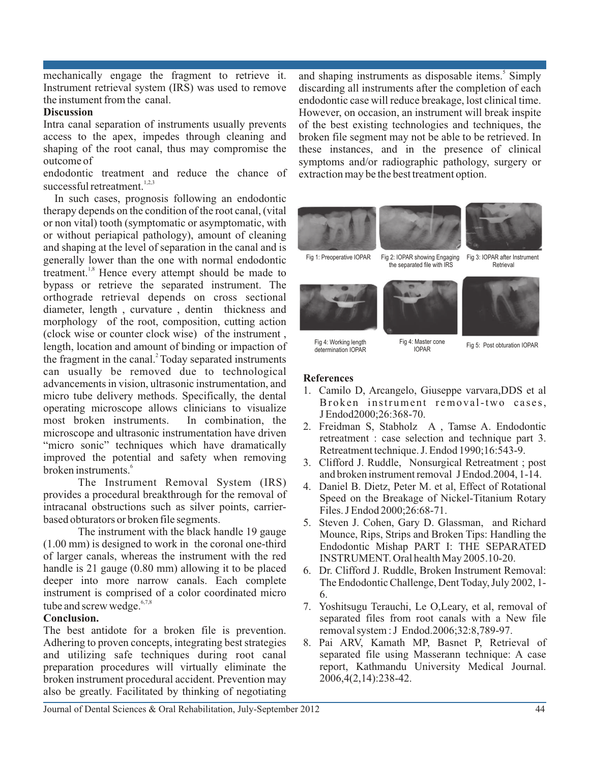mechanically engage the fragment to retrieve it. Instrument retrieval system (IRS) was used to remove the instument from the canal.

**Discussion**

Intra canal separation of instruments usually prevents access to the apex, impedes through cleaning and shaping of the root canal, thus may compromise the outcome of endodontic treatment and reduce the chance of successful retreatment.[1,2,3]

In such cases, prognosis following an endodontic therapy depends on the condition of the root canal, (vital or non vital) tooth (symptomatic or asymptomatic, with or without periapical pathology), amount of cleaning and shaping at the level of separation in the canal and is generally lower than the one with normal endodontic treatment.[1,8] Hence every attempt should be made to bypass or retrieve the separated instrument. The orthograde retrieval depends on cross sectional diameter, length , curvature , dentin thickness and morphology of the root, composition, cutting action (clock wise or counter clock wise) of the instrument , length, location and amount of binding or impaction of the fragment in the canal.[2] Today separated instruments can usually be removed due to technological advancements in vision, ultrasonic instrumentation, and micro tube delivery methods. Specifically, the dental operating microscope allows clinicians to visualize most broken instruments. In combination, the microscope and ultrasonic instrumentation have driven "micro sonic" techniques which have dramatically improved the potential and safety when removing broken instruments.[6]

The Instrument Removal System (IRS) provides a procedural breakthrough for the removal of intracanal obstructions such as silver points, carrier-based obturators or broken file segments.

The instrument with the black handle 19 gauge (1.00 mm) is designed to work in the coronal one-third of larger canals, whereas the instrument with the red handle is 21 gauge (0.80 mm) allowing it to be placed deeper into more narrow canals. Each complete instrument is comprised of a color coordinated micro tube and screw wedge.[6,7,8]

**Conclusion.**

The best antidote for a broken file is prevention. Adhering to proven concepts, integrating best strategies and utilizing safe techniques during root canal preparation procedures will virtually eliminate the broken instrument procedural accident. Prevention may also be greatly. Facilitated by thinking of negotiating and shaping instruments as disposable items.[5] Simply discarding all instruments after the completion of each endodontic case will reduce breakage, lost clinical time. However, on occasion, an instrument will break inspite of the best existing technologies and techniques, the broken file segment may not be able to be retrieved. In these instances, and in the presence of clinical symptoms and/or radiographic pathology, surgery or extraction may be the best treatment option.

Fig 1: Preoperative IOPAR

Fig 2: IOPAR showing Engaging the separated file with IRS

Fig 3: IOPAR after Instrument Retrieval

Fig 4: Working length determination IOPAR

Fig 4: Master cone IOPAR

Fig 5: Post obturation IOPAR

**References**

1. Camilo D, Arcangelo, Giuseppe varvara,DDS et al Broken instrument removal-two cases, J Endod2000;26:368-70.
2. Freidman S, Stabholz A , Tamse A. Endodontic retreatment : case selection and technique part 3. Retreatment technique. J. Endod 1990;16:543-9.
3. Clifford J. Ruddle, Nonsurgical Retreatment ; post and broken instrument removal J Endod.2004, 1-14.
4. Daniel B. Dietz, Peter M. et al, Effect of Rotational Speed on the Breakage of Nickel-Titanium Rotary Files. J Endod 2000;26:68-71.
5. Steven J. Cohen, Gary D. Glassman, and Richard Mounce, Rips, Strips and Broken Tips: Handling the Endodontic Mishap PART I: THE SEPARATED INSTRUMENT. Oral health May 2005.10-20.
6. Dr. Clifford J. Ruddle, Broken Instrument Removal: The Endodontic Challenge, Dent Today, July 2002, 1-6.
7. Yoshitsugu Terauchi, Le O,Leary, et al, removal of separated files from root canals with a New file removal system : J Endod.2006;32:8,789-97.
8. Pai ARV, Kamath MP, Basnet P, Retrieval of separated file using Masserann technique: A case report, Kathmandu University Medical Journal. 2006,4(2,14):238-42.